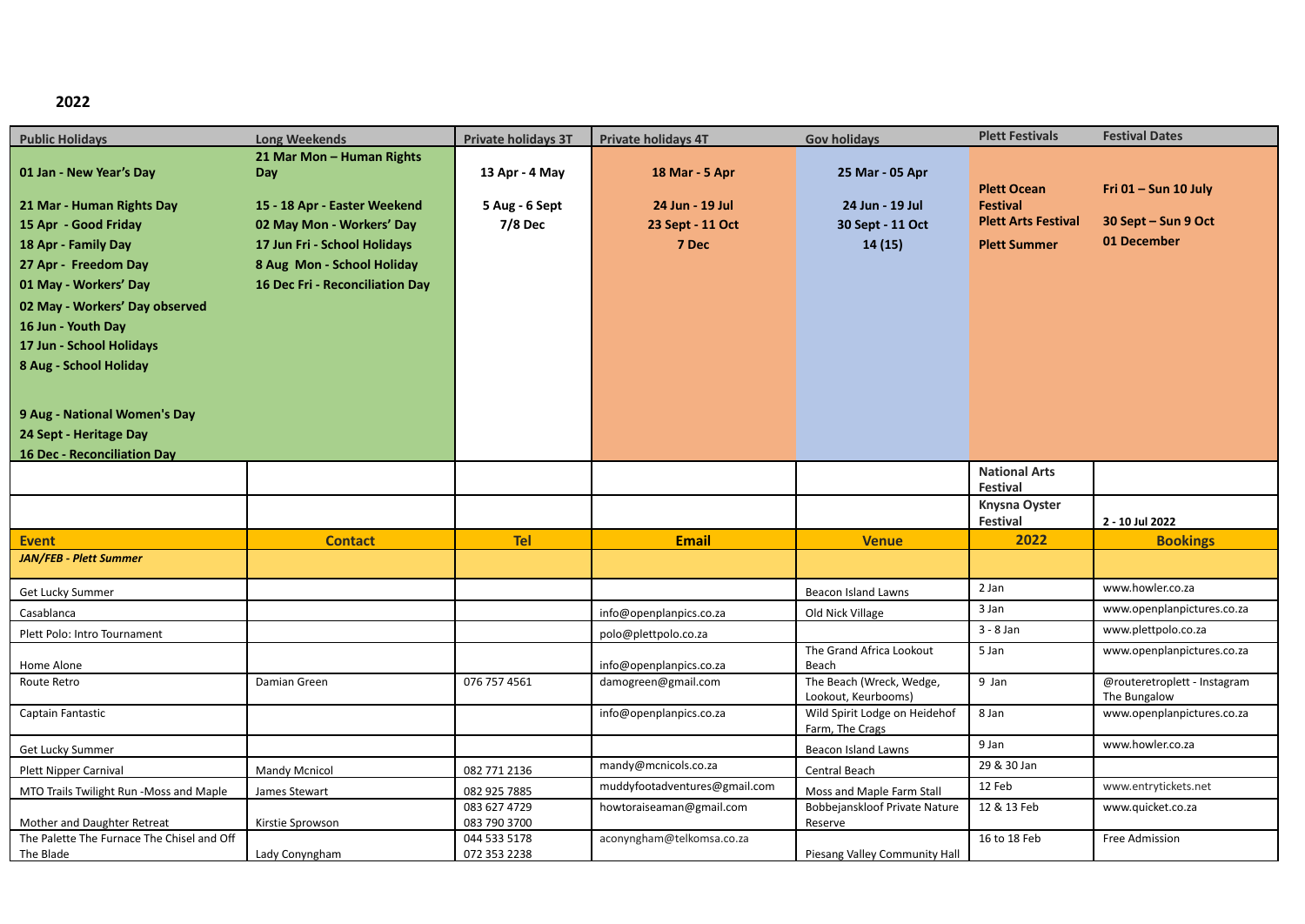# 2022

| Public Holidays | Long Weekends | Private holidays 3T | Private holidays 4T | Gov holidays | Plett Festivals | Festival Dates |
|---|---|---|---|---|---|---|
| **01 Jan - New Year's Day**<br><br>**21 Mar - Human Rights Day**<br>**15 Apr - Good Friday**<br>**18 Apr - Family Day**<br>**27 Apr - Freedom Day**<br>**01 May - Workers' Day**<br>**02 May - Workers' Day observed**<br>**16 Jun - Youth Day**<br>**17 Jun - School Holidays**<br>**8 Aug - School Holiday**<br><br>**9 Aug - National Women's Day**<br>**24 Sept - Heritage Day**<br>**16 Dec - Reconciliation Day** | **21 Mar Mon – Human Rights Day**<br>**15 - 18 Apr - Easter Weekend**<br>**02 May Mon - Workers' Day**<br>**17 Jun Fri - School Holidays**<br>**8 Aug Mon - School Holiday**<br>**16 Dec Fri - Reconciliation Day** | **13 Apr - 4 May**<br><br>**5 Aug - 6 Sept**<br>**7/8 Dec** | **18 Mar - 5 Apr**<br><br>**24 Jun - 19 Jul**<br>**23 Sept - 11 Oct**<br>**7 Dec** | **25 Mar - 05 Apr**<br><br>**24 Jun - 19 Jul**<br>**30 Sept - 11 Oct**<br>**14 (15)** | **Plett Ocean Festival**<br>**Plett Arts Festival**<br>**Plett Summer** | **Fri 01 – Sun 10 July**<br>**30 Sept – Sun 9 Oct**<br>**01 December** |
| | | | | | **National Arts Festival** | |
| | | | | | **Knysna Oyster Festival** | **2 - 10 Jul 2022** |
| **Event** | **Contact** | **Tel** | **Email** | **Venue** | **2022** | **Bookings** |
| ***JAN/FEB - Plett Summer*** | | | | | | |
| Get Lucky Summer | | | | Beacon Island Lawns | 2 Jan | www.howler.co.za |
| Casablanca | | | info@openplanpics.co.za | Old Nick Village | 3 Jan | www.openplanpictures.co.za |
| Plett Polo: Intro Tournament | | | polo@plettpolo.co.za | | 3 - 8 Jan | www.plettpolo.co.za |
| Home Alone | | | info@openplanpics.co.za | The Grand Africa Lookout Beach | 5 Jan | www.openplanpictures.co.za |
| Route Retro | Damian Green | 076 757 4561 | damogreen@gmail.com | The Beach (Wreck, Wedge, Lookout, Keurbooms) | 9 Jan | @routeretroplett - Instagram The Bungalow |
| Captain Fantastic | | | info@openplanpics.co.za | Wild Spirit Lodge on Heidehof Farm, The Crags | 8 Jan | www.openplanpictures.co.za |
| Get Lucky Summer | | | | Beacon Island Lawns | 9 Jan | www.howler.co.za |
| Plett Nipper Carnival | Mandy Mcnicol | 082 771 2136 | mandy@mcnicols.co.za | Central Beach | 29 & 30 Jan | |
| MTO Trails Twilight Run -Moss and Maple | James Stewart | 082 925 7885 | muddyfootadventures@gmail.com | Moss and Maple Farm Stall | 12 Feb | www.entrytickets.net |
| Mother and Daughter Retreat | Kirstie Sprowson | 083 627 4729<br>083 790 3700 | howtoraiseaman@gmail.com | Bobbejanskloof Private Nature Reserve | 12 & 13 Feb | www.quicket.co.za |
| The Palette The Furnace The Chisel and Off The Blade | Lady Conyngham | 044 533 5178<br>072 353 2238 | aconyngham@telkomsa.co.za | Piesang Valley Community Hall | 16 to 18 Feb | Free Admission |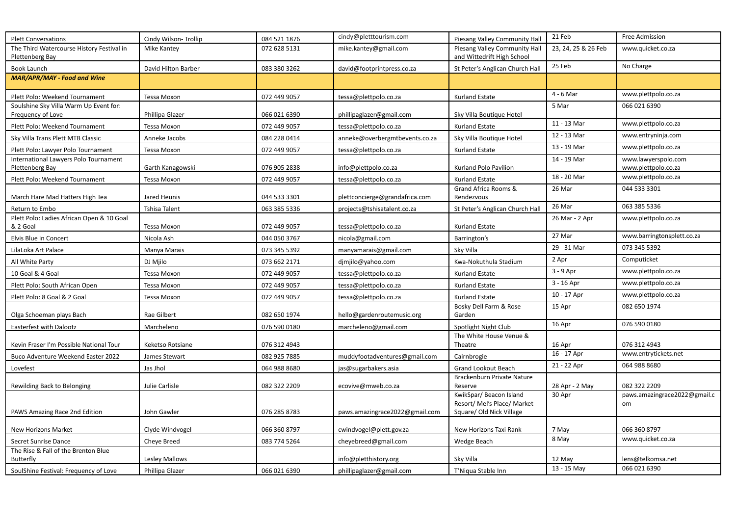| | | | | | | |
|---|---|---|---|---|---|---|
| Plett Conversations | Cindy Wilson- Trollip | 084 521 1876 | cindy@pletttourism.com | Piesang Valley Community Hall | 21 Feb | Free Admission |
| The Third Watercourse History Festival in Plettenberg Bay | Mike Kantey | 072 628 5131 | mike.kantey@gmail.com | Piesang Valley Community Hall and Wittedrift High School | 23, 24, 25 & 26 Feb | www.quicket.co.za |
| Book Launch | David Hilton Barber | 083 380 3262 | david@footprintpress.co.za | St Peter's Anglican Church Hall | 25 Feb | No Charge |
| ***MAR/APR/MAY - Food and Wine*** | | | | | | |
| Plett Polo: Weekend Tournament | Tessa Moxon | 072 449 9057 | tessa@plettpolo.co.za | Kurland Estate | 4 - 6 Mar | www.plettpolo.co.za |
| Soulshine Sky Villa Warm Up Event for: Frequency of Love | Phillipa Glazer | 066 021 6390 | phillipaglazer@gmail.com | Sky Villa Boutique Hotel | 5 Mar | 066 021 6390 |
| Plett Polo: Weekend Tournament | Tessa Moxon | 072 449 9057 | tessa@plettpolo.co.za | Kurland Estate | 11 - 13 Mar | www.plettpolo.co.za |
| Sky Villa Trans Plett MTB Classic | Anneke Jacobs | 084 228 0414 | anneke@overbergmtbevents.co.za | Sky Villa Boutique Hotel | 12 - 13 Mar | www.entryninja.com |
| Plett Polo: Lawyer Polo Tournament | Tessa Moxon | 072 449 9057 | tessa@plettpolo.co.za | Kurland Estate | 13 - 19 Mar | www.plettpolo.co.za |
| International Lawyers Polo Tournament Plettenberg Bay | Garth Kanagowski | 076 905 2838 | info@plettpolo.co.za | Kurland Polo Pavilion | 14 - 19 Mar | www.lawyerspolo.com www.plettpolo.co.za |
| Plett Polo: Weekend Tournament | Tessa Moxon | 072 449 9057 | tessa@plettpolo.co.za | Kurland Estate | 18 - 20 Mar | www.plettpolo.co.za |
| March Hare Mad Hatters High Tea | Jared Heunis | 044 533 3301 | plettconcierge@grandafrica.com | Grand Africa Rooms & Rendezvous | 26 Mar | 044 533 3301 |
| Return to Embo | Tshisa Talent | 063 385 5336 | projects@tshisatalent.co.za | St Peter's Anglican Church Hall | 26 Mar | 063 385 5336 |
| Plett Polo: Ladies African Open & 10 Goal & 2 Goal | Tessa Moxon | 072 449 9057 | tessa@plettpolo.co.za | Kurland Estate | 26 Mar - 2 Apr | www.plettpolo.co.za |
| Elvis Blue in Concert | Nicola Ash | 044 050 3767 | nicola@gmail.com | Barrington's | 27 Mar | www.barringtonsplett.co.za |
| LilaLoka Art Palace | Manya Marais | 073 345 5392 | manyamarais@gmail.com | Sky Villa | 29 - 31 Mar | 073 345 5392 |
| All White Party | DJ Mjilo | 073 662 2171 | djmjilo@yahoo.com | Kwa-Nokuthula Stadium | 2 Apr | Computicket |
| 10 Goal & 4 Goal | Tessa Moxon | 072 449 9057 | tessa@plettpolo.co.za | Kurland Estate | 3 - 9 Apr | www.plettpolo.co.za |
| Plett Polo: South African Open | Tessa Moxon | 072 449 9057 | tessa@plettpolo.co.za | Kurland Estate | 3 - 16 Apr | www.plettpolo.co.za |
| Plett Polo: 8 Goal & 2 Goal | Tessa Moxon | 072 449 9057 | tessa@plettpolo.co.za | Kurland Estate | 10 - 17 Apr | www.plettpolo.co.za |
| Olga Schoeman plays Bach | Rae Gilbert | 082 650 1974 | hello@gardenroutemusic.org | Bosky Dell Farm & Rose Garden | 15 Apr | 082 650 1974 |
| Easterfest with Dalootz | Marcheleno | 076 590 0180 | marcheleno@gmail.com | Spotlight Night Club | 16 Apr | 076 590 0180 |
| Kevin Fraser I'm Possible National Tour | Keketso Rotsiane | 076 312 4943 | | The White House Venue & Theatre | 16 Apr | 076 312 4943 |
| Buco Adventure Weekend Easter 2022 | James Stewart | 082 925 7885 | muddyfootadventures@gmail.com | Cairnbrogie | 16 - 17 Apr | www.entrytickets.net |
| Lovefest | Jas Jhol | 064 988 8680 | jas@sugarbakers.asia | Grand Lookout Beach | 21 - 22 Apr | 064 988 8680 |
| Rewilding Back to Belonging | Julie Carlisle | 082 322 2209 | ecovive@mweb.co.za | Brackenburn Private Nature Reserve | 28 Apr - 2 May | 082 322 2209 |
| PAWS Amazing Race 2nd Edition | John Gawler | 076 285 8783 | paws.amazingrace2022@gmail.com | KwikSpar/ Beacon Island Resort/ Mel's Place/ Market Square/ Old Nick Village | 30 Apr | paws.amazingrace2022@gmail.com |
| New Horizons Market | Clyde Windvogel | 066 360 8797 | cwindvogel@plett.gov.za | New Horizons Taxi Rank | 7 May | 066 360 8797 |
| Secret Sunrise Dance | Cheye Breed | 083 774 5264 | cheyebreed@gmail.com | Wedge Beach | 8 May | www.quicket.co.za |
| The Rise & Fall of the Brenton Blue Butterfly | Lesley Mallows | | info@pletthistory.org | Sky Villa | 12 May | lens@telkomsa.net |
| SoulShine Festival: Frequency of Love | Phillipa Glazer | 066 021 6390 | phillipaglazer@gmail.com | T'Niqua Stable Inn | 13 - 15 May | 066 021 6390 |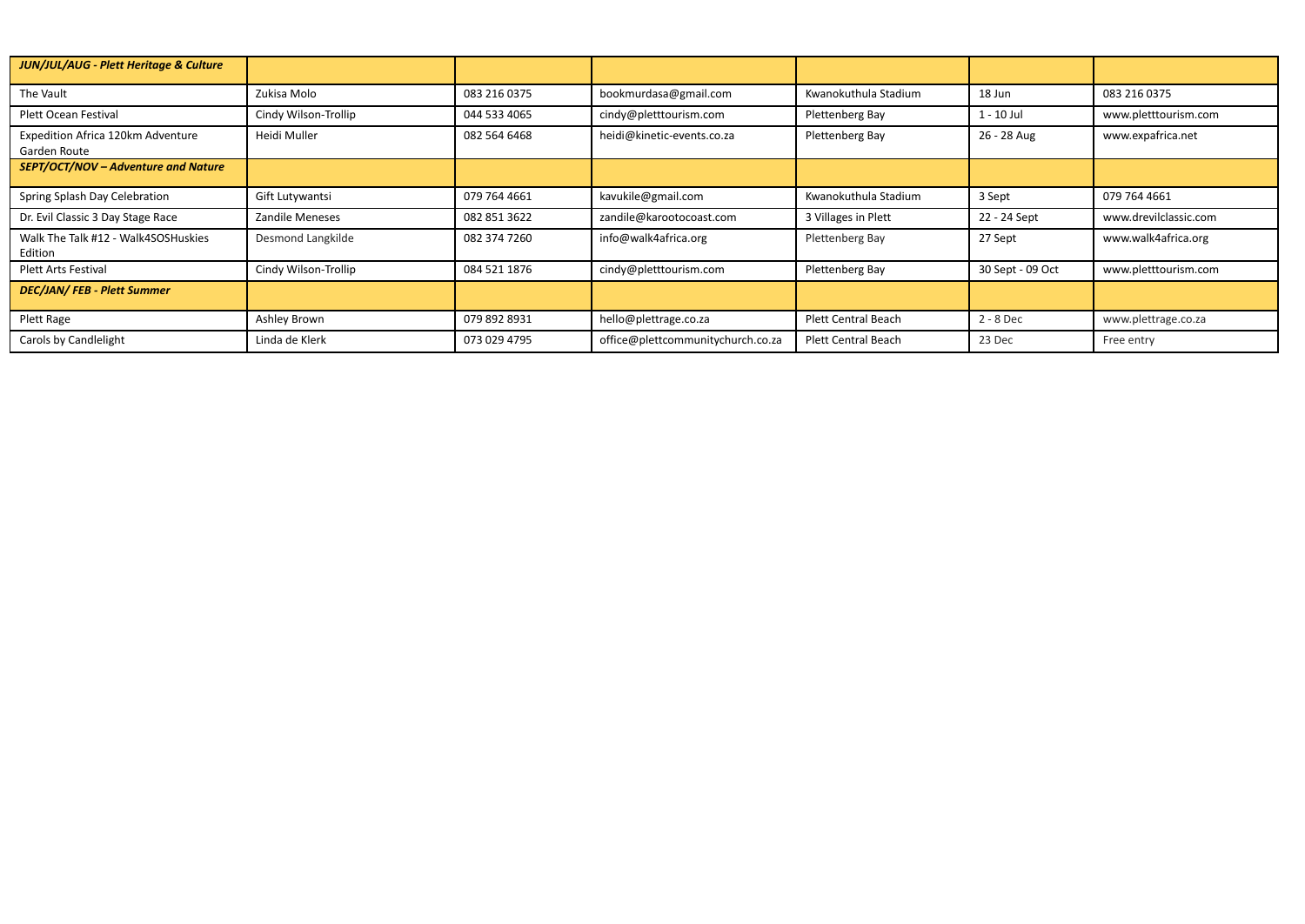| | | | | | | |
|---|---|---|---|---|---|---|
| ***JUN/JUL/AUG - Plett Heritage & Culture*** | | | | | | |
| The Vault | Zukisa Molo | 083 216 0375 | bookmurdasa@gmail.com | Kwanokuthula Stadium | 18 Jun | 083 216 0375 |
| Plett Ocean Festival | Cindy Wilson-Trollip | 044 533 4065 | cindy@pletttourism.com | Plettenberg Bay | 1 - 10 Jul | www.pletttourism.com |
| Expedition Africa 120km Adventure Garden Route | Heidi Muller | 082 564 6468 | heidi@kinetic-events.co.za | Plettenberg Bay | 26 - 28 Aug | www.expafrica.net |
| ***SEPT/OCT/NOV – Adventure and Nature*** | | | | | | |
| Spring Splash Day Celebration | Gift Lutywantsi | 079 764 4661 | kavukile@gmail.com | Kwanokuthula Stadium | 3 Sept | 079 764 4661 |
| Dr. Evil Classic 3 Day Stage Race | Zandile Meneses | 082 851 3622 | zandile@karootocoast.com | 3 Villages in Plett | 22 - 24 Sept | www.drevilclassic.com |
| Walk The Talk #12 - Walk4SOSHuskies Edition | Desmond Langkilde | 082 374 7260 | info@walk4africa.org | Plettenberg Bay | 27 Sept | www.walk4africa.org |
| Plett Arts Festival | Cindy Wilson-Trollip | 084 521 1876 | cindy@pletttourism.com | Plettenberg Bay | 30 Sept - 09 Oct | www.pletttourism.com |
| ***DEC/JAN/ FEB - Plett Summer*** | | | | | | |
| Plett Rage | Ashley Brown | 079 892 8931 | hello@plettrage.co.za | Plett Central Beach | 2 - 8 Dec | www.plettrage.co.za |
| Carols by Candlelight | Linda de Klerk | 073 029 4795 | office@plettcommunitychurch.co.za | Plett Central Beach | 23 Dec | Free entry |